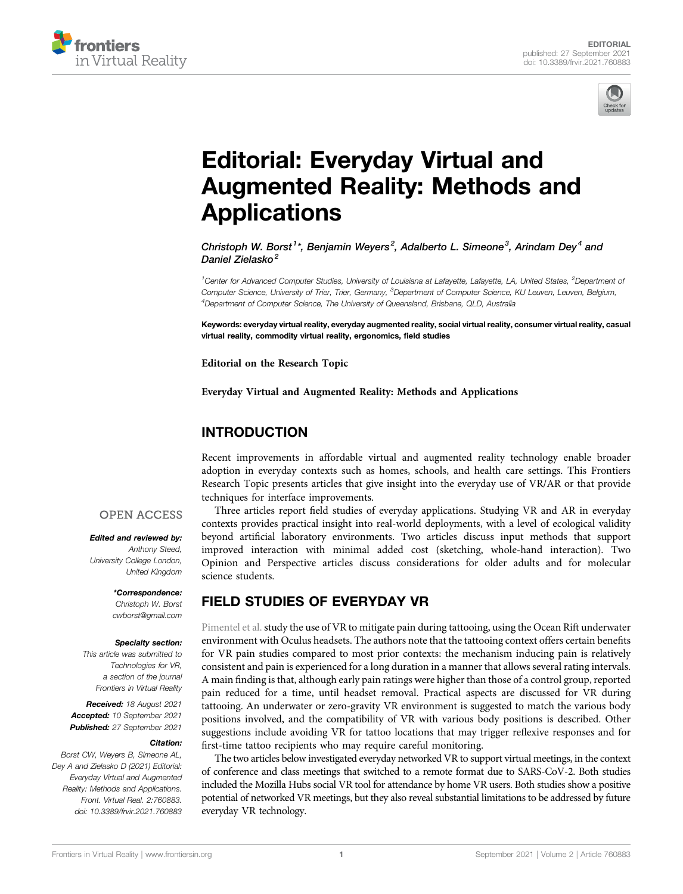# Editorial: Everyday Virtual and Augmented Reality: Methods and Applications

*Christoph W. Borst[1]\*, Benjamin Weyers[2], Adalberto L. Simeone[3], Arindam Dey[4] and Daniel Zielasko[2]*

[1]Center for Advanced Computer Studies, University of Louisiana at Lafayette, Lafayette, LA, United States, [2]Department of Computer Science, University of Trier, Trier, Germany, [3]Department of Computer Science, KU Leuven, Leuven, Belgium, [4]Department of Computer Science, The University of Queensland, Brisbane, QLD, Australia

**Keywords: everyday virtual reality, everyday augmented reality, social virtual reality, consumer virtual reality, casual virtual reality, commodity virtual reality, ergonomics, field studies**

**Editorial on the Research Topic**

**Everyday Virtual and Augmented Reality: Methods and Applications**

OPEN ACCESS

***Edited and reviewed by:***
Anthony Steed,
University College London,
United Kingdom

***\*Correspondence:***
Christoph W. Borst
cwborst@gmail.com

***Specialty section:***
This article was submitted to Technologies for VR, a section of the journal Frontiers in Virtual Reality

***Received:*** 18 August 2021
***Accepted:*** 10 September 2021
***Published:*** 27 September 2021

***Citation:***
Borst CW, Weyers B, Simeone AL, Dey A and Zielasko D (2021) Editorial: Everyday Virtual and Augmented Reality: Methods and Applications. Front. Virtual Real. 2:760883. doi: 10.3389/frvir.2021.760883

## INTRODUCTION

Recent improvements in affordable virtual and augmented reality technology enable broader adoption in everyday contexts such as homes, schools, and health care settings. This Frontiers Research Topic presents articles that give insight into the everyday use of VR/AR or that provide techniques for interface improvements.

Three articles report field studies of everyday applications. Studying VR and AR in everyday contexts provides practical insight into real-world deployments, with a level of ecological validity beyond artificial laboratory environments. Two articles discuss input methods that support improved interaction with minimal added cost (sketching, whole-hand interaction). Two Opinion and Perspective articles discuss considerations for older adults and for molecular science students.

## FIELD STUDIES OF EVERYDAY VR

Pimentel et al. study the use of VR to mitigate pain during tattooing, using the Ocean Rift underwater environment with Oculus headsets. The authors note that the tattooing context offers certain benefits for VR pain studies compared to most prior contexts: the mechanism inducing pain is relatively consistent and pain is experienced for a long duration in a manner that allows several rating intervals. A main finding is that, although early pain ratings were higher than those of a control group, reported pain reduced for a time, until headset removal. Practical aspects are discussed for VR during tattooing. An underwater or zero-gravity VR environment is suggested to match the various body positions involved, and the compatibility of VR with various body positions is described. Other suggestions include avoiding VR for tattoo locations that may trigger reflexive responses and for first-time tattoo recipients who may require careful monitoring.

The two articles below investigated everyday networked VR to support virtual meetings, in the context of conference and class meetings that switched to a remote format due to SARS-CoV-2. Both studies included the Mozilla Hubs social VR tool for attendance by home VR users. Both studies show a positive potential of networked VR meetings, but they also reveal substantial limitations to be addressed by future everyday VR technology.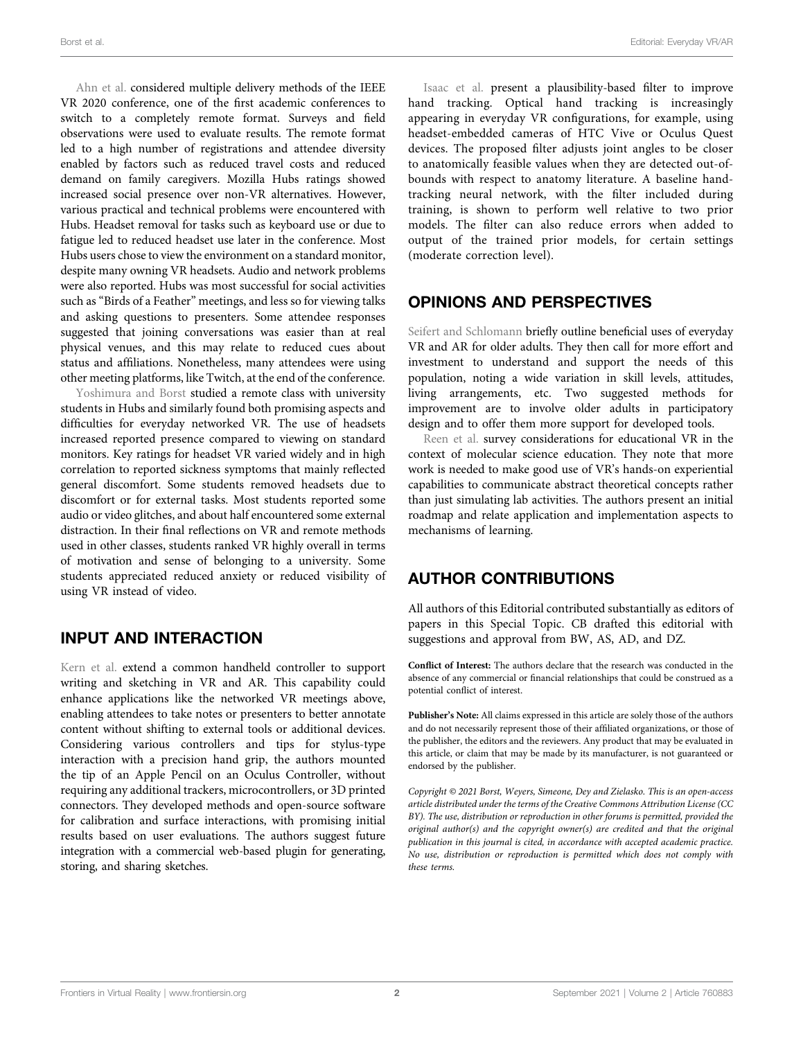Ahn et al. considered multiple delivery methods of the IEEE VR 2020 conference, one of the first academic conferences to switch to a completely remote format. Surveys and field observations were used to evaluate results. The remote format led to a high number of registrations and attendee diversity enabled by factors such as reduced travel costs and reduced demand on family caregivers. Mozilla Hubs ratings showed increased social presence over non-VR alternatives. However, various practical and technical problems were encountered with Hubs. Headset removal for tasks such as keyboard use or due to fatigue led to reduced headset use later in the conference. Most Hubs users chose to view the environment on a standard monitor, despite many owning VR headsets. Audio and network problems were also reported. Hubs was most successful for social activities such as "Birds of a Feather" meetings, and less so for viewing talks and asking questions to presenters. Some attendee responses suggested that joining conversations was easier than at real physical venues, and this may relate to reduced cues about status and affiliations. Nonetheless, many attendees were using other meeting platforms, like Twitch, at the end of the conference.

Yoshimura and Borst studied a remote class with university students in Hubs and similarly found both promising aspects and difficulties for everyday networked VR. The use of headsets increased reported presence compared to viewing on standard monitors. Key ratings for headset VR varied widely and in high correlation to reported sickness symptoms that mainly reflected general discomfort. Some students removed headsets due to discomfort or for external tasks. Most students reported some audio or video glitches, and about half encountered some external distraction. In their final reflections on VR and remote methods used in other classes, students ranked VR highly overall in terms of motivation and sense of belonging to a university. Some students appreciated reduced anxiety or reduced visibility of using VR instead of video.

## INPUT AND INTERACTION

Kern et al. extend a common handheld controller to support writing and sketching in VR and AR. This capability could enhance applications like the networked VR meetings above, enabling attendees to take notes or presenters to better annotate content without shifting to external tools or additional devices. Considering various controllers and tips for stylus-type interaction with a precision hand grip, the authors mounted the tip of an Apple Pencil on an Oculus Controller, without requiring any additional trackers, microcontrollers, or 3D printed connectors. They developed methods and open-source software for calibration and surface interactions, with promising initial results based on user evaluations. The authors suggest future integration with a commercial web-based plugin for generating, storing, and sharing sketches.

Isaac et al. present a plausibility-based filter to improve hand tracking. Optical hand tracking is increasingly appearing in everyday VR configurations, for example, using headset-embedded cameras of HTC Vive or Oculus Quest devices. The proposed filter adjusts joint angles to be closer to anatomically feasible values when they are detected out-of-bounds with respect to anatomy literature. A baseline hand-tracking neural network, with the filter included during training, is shown to perform well relative to two prior models. The filter can also reduce errors when added to output of the trained prior models, for certain settings (moderate correction level).

## OPINIONS AND PERSPECTIVES

Seifert and Schlomann briefly outline beneficial uses of everyday VR and AR for older adults. They then call for more effort and investment to understand and support the needs of this population, noting a wide variation in skill levels, attitudes, living arrangements, etc. Two suggested methods for improvement are to involve older adults in participatory design and to offer them more support for developed tools.

Reen et al. survey considerations for educational VR in the context of molecular science education. They note that more work is needed to make good use of VR's hands-on experiential capabilities to communicate abstract theoretical concepts rather than just simulating lab activities. The authors present an initial roadmap and relate application and implementation aspects to mechanisms of learning.

## AUTHOR CONTRIBUTIONS

All authors of this Editorial contributed substantially as editors of papers in this Special Topic. CB drafted this editorial with suggestions and approval from BW, AS, AD, and DZ.

**Conflict of Interest:** The authors declare that the research was conducted in the absence of any commercial or financial relationships that could be construed as a potential conflict of interest.

**Publisher's Note:** All claims expressed in this article are solely those of the authors and do not necessarily represent those of their affiliated organizations, or those of the publisher, the editors and the reviewers. Any product that may be evaluated in this article, or claim that may be made by its manufacturer, is not guaranteed or endorsed by the publisher.

*Copyright © 2021 Borst, Weyers, Simeone, Dey and Zielasko. This is an open-access article distributed under the terms of the Creative Commons Attribution License (CC BY). The use, distribution or reproduction in other forums is permitted, provided the original author(s) and the copyright owner(s) are credited and that the original publication in this journal is cited, in accordance with accepted academic practice. No use, distribution or reproduction is permitted which does not comply with these terms.*